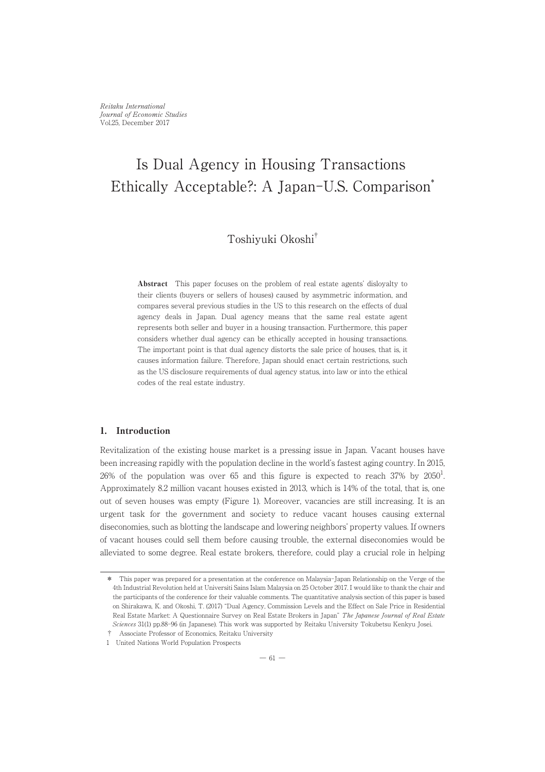# Is Dual Agency in Housing Transactions Ethically Acceptable?: A Japan-U.S. Comparison[*]

Toshiyuki Okoshi[†]

**Abstract** This paper focuses on the problem of real estate agents' disloyalty to their clients (buyers or sellers of houses) caused by asymmetric information, and compares several previous studies in the US to this research on the effects of dual agency deals in Japan. Dual agency means that the same real estate agent represents both seller and buyer in a housing transaction. Furthermore, this paper considers whether dual agency can be ethically accepted in housing transactions. The important point is that dual agency distorts the sale price of houses, that is, it causes information failure. Therefore, Japan should enact certain restrictions, such as the US disclosure requirements of dual agency status, into law or into the ethical codes of the real estate industry.

## 1. Introduction

Revitalization of the existing house market is a pressing issue in Japan. Vacant houses have been increasing rapidly with the population decline in the world's fastest aging country. In 2015, 26% of the population was over 65 and this figure is expected to reach 37% by 2050[1]. Approximately 8.2 million vacant houses existed in 2013, which is 14% of the total, that is, one out of seven houses was empty (Figure 1). Moreover, vacancies are still increasing. It is an urgent task for the government and society to reduce vacant houses causing external diseconomies, such as blotting the landscape and lowering neighbors' property values. If owners of vacant houses could sell them before causing trouble, the external diseconomies would be alleviated to some degree. Real estate brokers, therefore, could play a crucial role in helping

---

[*] This paper was prepared for a presentation at the conference on Malaysia-Japan Relationship on the Verge of the 4th Industrial Revolution held at Universiti Sains Islam Malaysia on 25 October 2017. I would like to thank the chair and the participants of the conference for their valuable comments. The quantitative analysis section of this paper is based on Shirakawa, K. and Okoshi, T. (2017) "Dual Agency, Commission Levels and the Effect on Sale Price in Residential Real Estate Market: A Questionnaire Survey on Real Estate Brokers in Japan" *The Japanese Journal of Real Estate Sciences* 31(1) pp.88-96 (in Japanese). This work was supported by Reitaku University Tokubetsu Kenkyu Josei.

[†] Associate Professor of Economics, Reitaku University

[1] United Nations World Population Prospects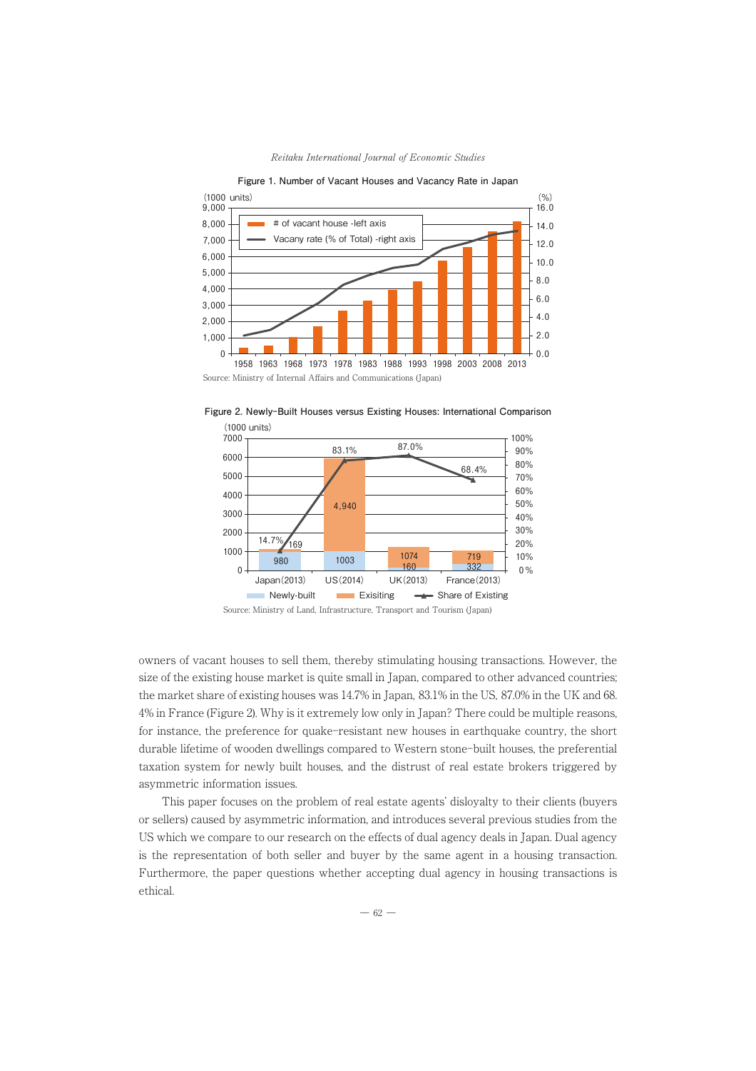**Figure 1. Number of Vacant Houses and Vacancy Rate in Japan**

(1000 units)
9,000
8,000
7,000
6,000
5,000
4,000
3,000
2,000
1,000
0

(%)
16.0
14.0
12.0
10.0
8.0
6.0
4.0
2.0
0.0

# of vacant house -left axis
Vacany rate (% of Total) -right axis

1958 1963 1968 1973 1978 1983 1988 1993 1998 2003 2008 2013

Source: Ministry of Internal Affairs and Communications (Japan)

**Figure 2. Newly-Built Houses versus Existing Houses: International Comparison**

(1000 units)
7000
6000
5000
4000
3000
2000
1000
0

100%
90%
80%
70%
60%
50%
40%
30%
20%
10%
0%

14.7%
169
980
Japan(2013)

83.1%
4,940
1003
US(2014)

87.0%
1074
160
UK(2013)

68.4%
719
332
France(2013)

Newly-built
Exisiting
Share of Existing

Source: Ministry of Land, Infrastructure, Transport and Tourism (Japan)

owners of vacant houses to sell them, thereby stimulating housing transactions. However, the size of the existing house market is quite small in Japan, compared to other advanced countries; the market share of existing houses was 14.7% in Japan, 83.1% in the US, 87.0% in the UK and 68.4% in France (Figure 2). Why is it extremely low only in Japan? There could be multiple reasons, for instance, the preference for quake-resistant new houses in earthquake country, the short durable lifetime of wooden dwellings compared to Western stone-built houses, the preferential taxation system for newly built houses, and the distrust of real estate brokers triggered by asymmetric information issues.

This paper focuses on the problem of real estate agents' disloyalty to their clients (buyers or sellers) caused by asymmetric information, and introduces several previous studies from the US which we compare to our research on the effects of dual agency deals in Japan. Dual agency is the representation of both seller and buyer by the same agent in a housing transaction. Furthermore, the paper questions whether accepting dual agency in housing transactions is ethical.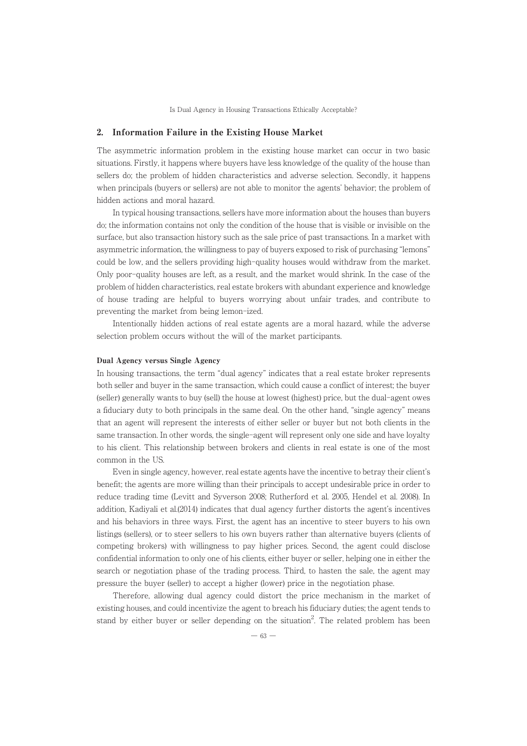## 2. Information Failure in the Existing House Market

The asymmetric information problem in the existing house market can occur in two basic situations. Firstly, it happens where buyers have less knowledge of the quality of the house than sellers do; the problem of hidden characteristics and adverse selection. Secondly, it happens when principals (buyers or sellers) are not able to monitor the agents' behavior; the problem of hidden actions and moral hazard.

In typical housing transactions, sellers have more information about the houses than buyers do; the information contains not only the condition of the house that is visible or invisible on the surface, but also transaction history such as the sale price of past transactions. In a market with asymmetric information, the willingness to pay of buyers exposed to risk of purchasing "lemons" could be low, and the sellers providing high-quality houses would withdraw from the market. Only poor-quality houses are left, as a result, and the market would shrink. In the case of the problem of hidden characteristics, real estate brokers with abundant experience and knowledge of house trading are helpful to buyers worrying about unfair trades, and contribute to preventing the market from being lemon-ized.

Intentionally hidden actions of real estate agents are a moral hazard, while the adverse selection problem occurs without the will of the market participants.

### Dual Agency versus Single Agency

In housing transactions, the term "dual agency" indicates that a real estate broker represents both seller and buyer in the same transaction, which could cause a conflict of interest; the buyer (seller) generally wants to buy (sell) the house at lowest (highest) price, but the dual-agent owes a fiduciary duty to both principals in the same deal. On the other hand, "single agency" means that an agent will represent the interests of either seller or buyer but not both clients in the same transaction. In other words, the single-agent will represent only one side and have loyalty to his client. This relationship between brokers and clients in real estate is one of the most common in the US.

Even in single agency, however, real estate agents have the incentive to betray their client's benefit; the agents are more willing than their principals to accept undesirable price in order to reduce trading time (Levitt and Syverson 2008; Rutherford et al. 2005, Hendel et al. 2008). In addition, Kadiyali et al.(2014) indicates that dual agency further distorts the agent's incentives and his behaviors in three ways. First, the agent has an incentive to steer buyers to his own listings (sellers), or to steer sellers to his own buyers rather than alternative buyers (clients of competing brokers) with willingness to pay higher prices. Second, the agent could disclose confidential information to only one of his clients, either buyer or seller, helping one in either the search or negotiation phase of the trading process. Third, to hasten the sale, the agent may pressure the buyer (seller) to accept a higher (lower) price in the negotiation phase.

Therefore, allowing dual agency could distort the price mechanism in the market of existing houses, and could incentivize the agent to breach his fiduciary duties; the agent tends to stand by either buyer or seller depending on the situation[2]. The related problem has been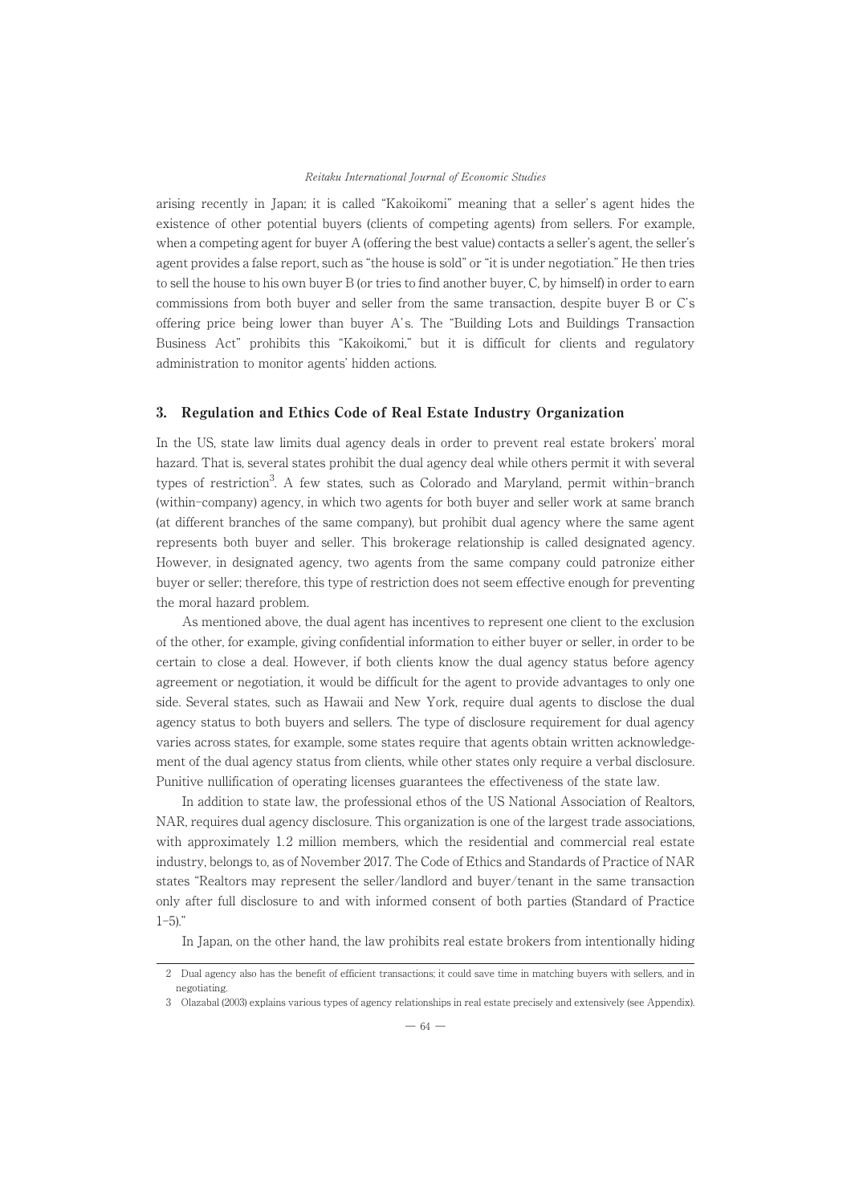arising recently in Japan; it is called "Kakoikomi" meaning that a seller's agent hides the existence of other potential buyers (clients of competing agents) from sellers. For example, when a competing agent for buyer A (offering the best value) contacts a seller's agent, the seller's agent provides a false report, such as "the house is sold" or "it is under negotiation." He then tries to sell the house to his own buyer B (or tries to find another buyer, C, by himself) in order to earn commissions from both buyer and seller from the same transaction, despite buyer B or C's offering price being lower than buyer A's. The "Building Lots and Buildings Transaction Business Act" prohibits this "Kakoikomi," but it is difficult for clients and regulatory administration to monitor agents' hidden actions.

## 3. Regulation and Ethics Code of Real Estate Industry Organization

In the US, state law limits dual agency deals in order to prevent real estate brokers' moral hazard. That is, several states prohibit the dual agency deal while others permit it with several types of restriction[3]. A few states, such as Colorado and Maryland, permit within-branch (within-company) agency, in which two agents for both buyer and seller work at same branch (at different branches of the same company), but prohibit dual agency where the same agent represents both buyer and seller. This brokerage relationship is called designated agency. However, in designated agency, two agents from the same company could patronize either buyer or seller; therefore, this type of restriction does not seem effective enough for preventing the moral hazard problem.

As mentioned above, the dual agent has incentives to represent one client to the exclusion of the other, for example, giving confidential information to either buyer or seller, in order to be certain to close a deal. However, if both clients know the dual agency status before agency agreement or negotiation, it would be difficult for the agent to provide advantages to only one side. Several states, such as Hawaii and New York, require dual agents to disclose the dual agency status to both buyers and sellers. The type of disclosure requirement for dual agency varies across states, for example, some states require that agents obtain written acknowledgement of the dual agency status from clients, while other states only require a verbal disclosure. Punitive nullification of operating licenses guarantees the effectiveness of the state law.

In addition to state law, the professional ethos of the US National Association of Realtors, NAR, requires dual agency disclosure. This organization is one of the largest trade associations, with approximately 1.2 million members, which the residential and commercial real estate industry, belongs to, as of November 2017. The Code of Ethics and Standards of Practice of NAR states "Realtors may represent the seller/landlord and buyer/tenant in the same transaction only after full disclosure to and with informed consent of both parties (Standard of Practice 1-5)."

In Japan, on the other hand, the law prohibits real estate brokers from intentionally hiding

---

2 Dual agency also has the benefit of efficient transactions; it could save time in matching buyers with sellers, and in negotiating.

3 Olazabal (2003) explains various types of agency relationships in real estate precisely and extensively (see Appendix).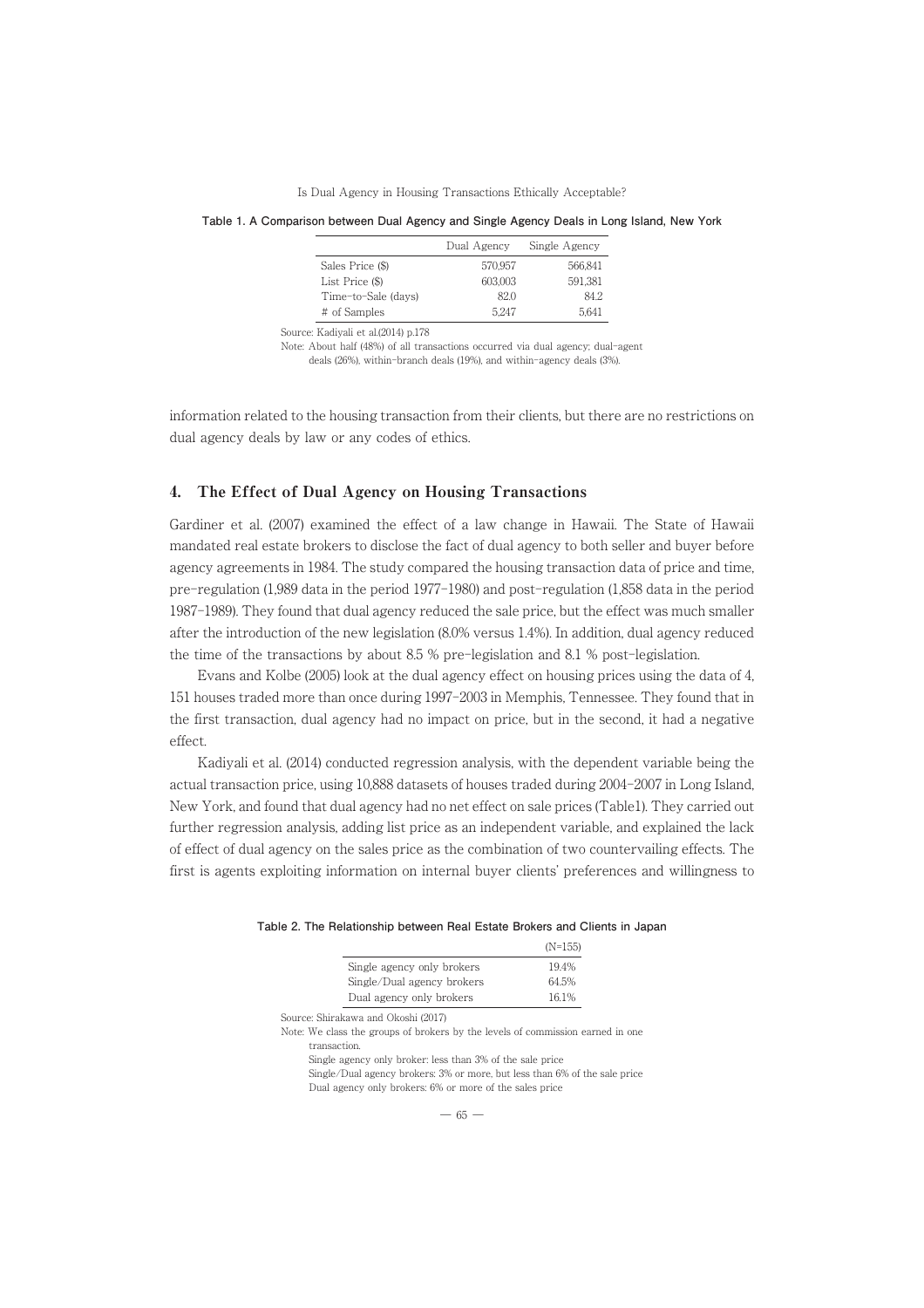**Table 1. A Comparison between Dual Agency and Single Agency Deals in Long Island, New York**

| | Dual Agency | Single Agency |
|---|---|---|
| Sales Price ($) | 570,957 | 566,841 |
| List Price ($) | 603,003 | 591,381 |
| Time-to-Sale (days) | 82.0 | 84.2 |
| # of Samples | 5,247 | 5,641 |

Source: Kadiyali et al.(2014) p.178

Note: About half (48%) of all transactions occurred via dual agency; dual-agent deals (26%), within-branch deals (19%), and within-agency deals (3%).

information related to the housing transaction from their clients, but there are no restrictions on dual agency deals by law or any codes of ethics.

## 4. The Effect of Dual Agency on Housing Transactions

Gardiner et al. (2007) examined the effect of a law change in Hawaii. The State of Hawaii mandated real estate brokers to disclose the fact of dual agency to both seller and buyer before agency agreements in 1984. The study compared the housing transaction data of price and time, pre-regulation (1,989 data in the period 1977-1980) and post-regulation (1,858 data in the period 1987-1989). They found that dual agency reduced the sale price, but the effect was much smaller after the introduction of the new legislation (8.0% versus 1.4%). In addition, dual agency reduced the time of the transactions by about 8.5 % pre-legislation and 8.1 % post-legislation.

Evans and Kolbe (2005) look at the dual agency effect on housing prices using the data of 4, 151 houses traded more than once during 1997-2003 in Memphis, Tennessee. They found that in the first transaction, dual agency had no impact on price, but in the second, it had a negative effect.

Kadiyali et al. (2014) conducted regression analysis, with the dependent variable being the actual transaction price, using 10,888 datasets of houses traded during 2004-2007 in Long Island, New York, and found that dual agency had no net effect on sale prices (Table1). They carried out further regression analysis, adding list price as an independent variable, and explained the lack of effect of dual agency on the sales price as the combination of two countervailing effects. The first is agents exploiting information on internal buyer clients' preferences and willingness to

**Table 2. The Relationship between Real Estate Brokers and Clients in Japan**

| | (N=155) |
|---|---|
| Single agency only brokers | 19.4% |
| Single/Dual agency brokers | 64.5% |
| Dual agency only brokers | 16.1% |

Source: Shirakawa and Okoshi (2017)

Note: We class the groups of brokers by the levels of commission earned in one transaction.

Single agency only broker: less than 3% of the sale price

Single/Dual agency brokers: 3% or more, but less than 6% of the sale price

Dual agency only brokers: 6% or more of the sales price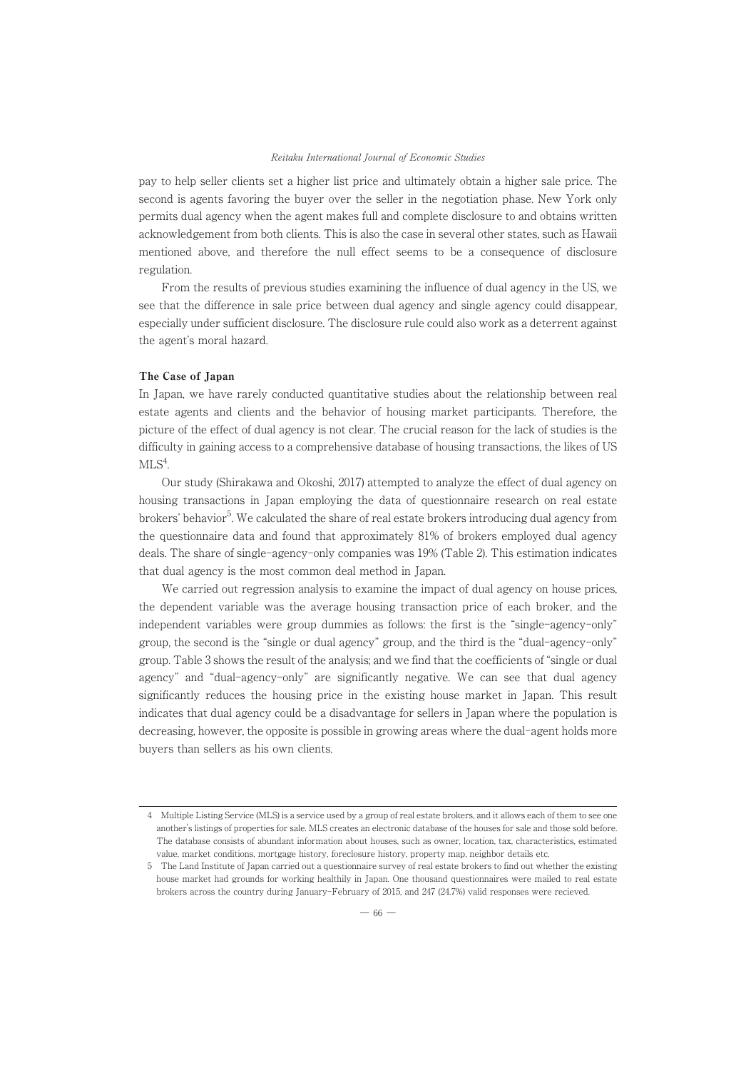pay to help seller clients set a higher list price and ultimately obtain a higher sale price. The second is agents favoring the buyer over the seller in the negotiation phase. New York only permits dual agency when the agent makes full and complete disclosure to and obtains written acknowledgement from both clients. This is also the case in several other states, such as Hawaii mentioned above, and therefore the null effect seems to be a consequence of disclosure regulation.

From the results of previous studies examining the influence of dual agency in the US, we see that the difference in sale price between dual agency and single agency could disappear, especially under sufficient disclosure. The disclosure rule could also work as a deterrent against the agent's moral hazard.

### The Case of Japan

In Japan, we have rarely conducted quantitative studies about the relationship between real estate agents and clients and the behavior of housing market participants. Therefore, the picture of the effect of dual agency is not clear. The crucial reason for the lack of studies is the difficulty in gaining access to a comprehensive database of housing transactions, the likes of US MLS[4].

Our study (Shirakawa and Okoshi, 2017) attempted to analyze the effect of dual agency on housing transactions in Japan employing the data of questionnaire research on real estate brokers' behavior[5]. We calculated the share of real estate brokers introducing dual agency from the questionnaire data and found that approximately 81% of brokers employed dual agency deals. The share of single-agency-only companies was 19% (Table 2). This estimation indicates that dual agency is the most common deal method in Japan.

We carried out regression analysis to examine the impact of dual agency on house prices, the dependent variable was the average housing transaction price of each broker, and the independent variables were group dummies as follows: the first is the "single-agency-only" group, the second is the "single or dual agency" group, and the third is the "dual-agency-only" group. Table 3 shows the result of the analysis; and we find that the coefficients of "single or dual agency" and "dual-agency-only" are significantly negative. We can see that dual agency significantly reduces the housing price in the existing house market in Japan. This result indicates that dual agency could be a disadvantage for sellers in Japan where the population is decreasing, however, the opposite is possible in growing areas where the dual-agent holds more buyers than sellers as his own clients.

---

4 Multiple Listing Service (MLS) is a service used by a group of real estate brokers, and it allows each of them to see one another's listings of properties for sale. MLS creates an electronic database of the houses for sale and those sold before. The database consists of abundant information about houses, such as owner, location, tax, characteristics, estimated value, market conditions, mortgage history, foreclosure history, property map, neighbor details etc.

5 The Land Institute of Japan carried out a questionnaire survey of real estate brokers to find out whether the existing house market had grounds for working healthily in Japan. One thousand questionnaires were mailed to real estate brokers across the country during January-February of 2015, and 247 (24.7%) valid responses were recieved.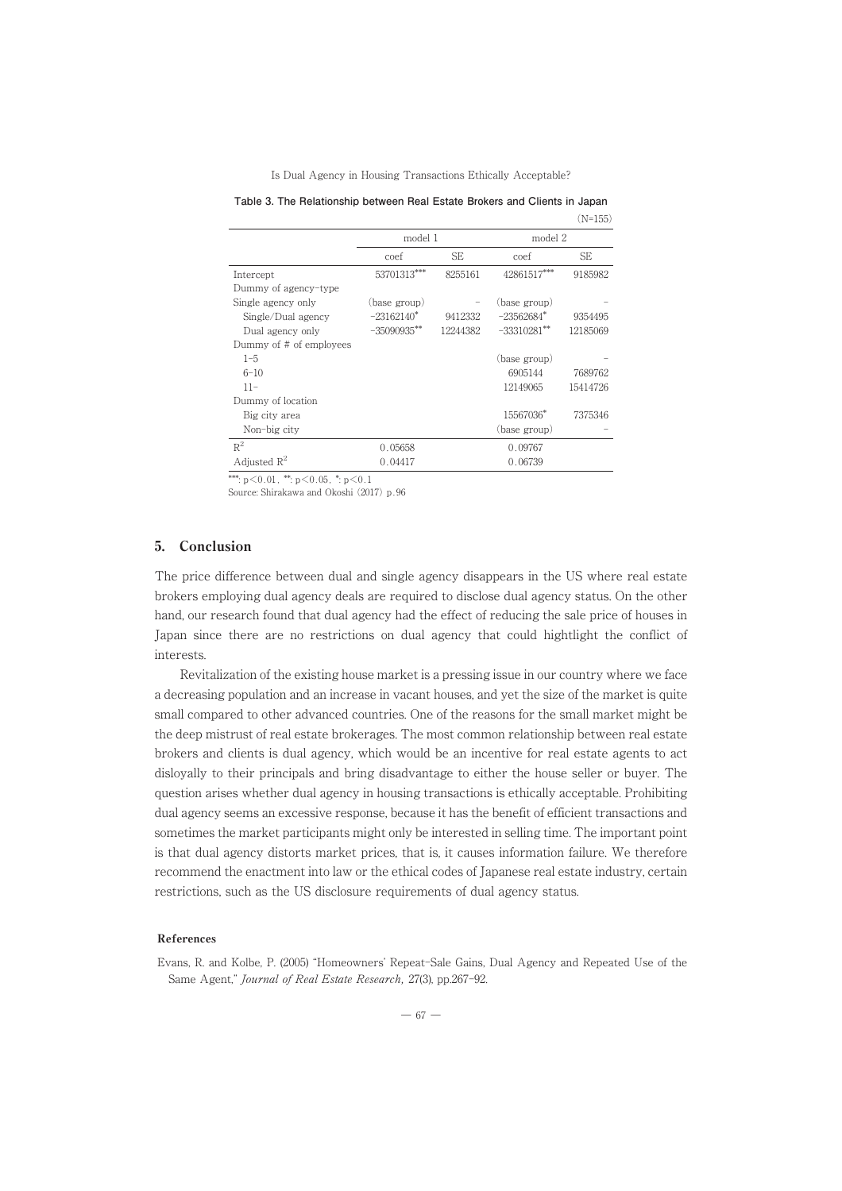**Table 3. The Relationship between Real Estate Brokers and Clients in Japan**

(N=155)

| | model 1 | | model 2 | |
|---|---|---|---|---|
| | coef | SE | coef | SE |
| Intercept | 53701313*** | 8255161 | 42861517*** | 9185982 |
| Dummy of agency-type | | | | |
| Single agency only | (base group) | – | (base group) | – |
| Single/Dual agency | −23162140* | 9412332 | −23562684* | 9354495 |
| Dual agency only | −35090935** | 12244382 | −33310281** | 12185069 |
| Dummy of # of employees | | | | |
| 1–5 | | | (base group) | – |
| 6–10 | | | 6905144 | 7689762 |
| 11– | | | 12149065 | 15414726 |
| Dummy of location | | | | |
| Big city area | | | 15567036* | 7375346 |
| Non-big city | | | (base group) | – |
| $R^2$ | 0.05658 | | 0.09767 | |
| Adjusted $R^2$ | 0.04417 | | 0.06739 | |

***: $p<0.01$, **: $p<0.05$, *: $p<0.1$

Source: Shirakawa and Okoshi (2017) p.96

## 5. Conclusion

The price difference between dual and single agency disappears in the US where real estate brokers employing dual agency deals are required to disclose dual agency status. On the other hand, our research found that dual agency had the effect of reducing the sale price of houses in Japan since there are no restrictions on dual agency that could hightlight the conflict of interests.

Revitalization of the existing house market is a pressing issue in our country where we face a decreasing population and an increase in vacant houses, and yet the size of the market is quite small compared to other advanced countries. One of the reasons for the small market might be the deep mistrust of real estate brokerages. The most common relationship between real estate brokers and clients is dual agency, which would be an incentive for real estate agents to act disloyally to their principals and bring disadvantage to either the house seller or buyer. The question arises whether dual agency in housing transactions is ethically acceptable. Prohibiting dual agency seems an excessive response, because it has the benefit of efficient transactions and sometimes the market participants might only be interested in selling time. The important point is that dual agency distorts market prices, that is, it causes information failure. We therefore recommend the enactment into law or the ethical codes of Japanese real estate industry, certain restrictions, such as the US disclosure requirements of dual agency status.

### References

Evans, R. and Kolbe, P. (2005) "Homeowners' Repeat-Sale Gains, Dual Agency and Repeated Use of the Same Agent," *Journal of Real Estate Research,* 27(3), pp.267–92.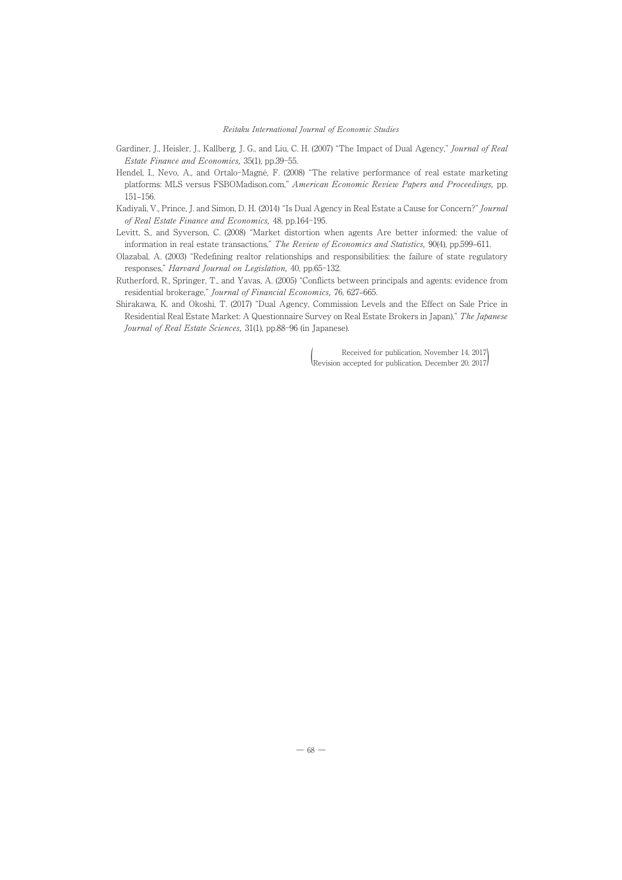Gardiner, J., Heisler, J., Kallberg, J. G., and Liu, C. H. (2007) "The Impact of Dual Agency," *Journal of Real Estate Finance and Economics,* 35(1), pp.39–55.

Hendel, I., Nevo, A., and Ortalo-Magné, F. (2008) "The relative performance of real estate marketing platforms: MLS versus FSBOMadison.com," *American Economic Review Papers and Proceedings,* pp. 151–156.

Kadiyali, V., Prince, J. and Simon, D. H. (2014) "Is Dual Agency in Real Estate a Cause for Concern?" *Journal of Real Estate Finance and Economics,* 48, pp.164–195.

Levitt, S., and Syverson, C. (2008) "Market distortion when agents Are better informed: the value of information in real estate transactions," *The Review of Economics and Statistics,* 90(4), pp.599–611.

Olazabal, A. (2003) "Redefining realtor relationships and responsibilities: the failure of state regulatory responses," *Harvard Journal on Legislation,* 40, pp.65–132.

Rutherford, R., Springer, T., and Yavas, A. (2005) "Conflicts between principals and agents: evidence from residential brokerage," *Journal of Financial Economics,* 76, 627–665.

Shirakawa, K. and Okoshi, T. (2017) "Dual Agency, Commission Levels and the Effect on Sale Price in Residential Real Estate Market: A Questionnaire Survey on Real Estate Brokers in Japan)," *The Japanese Journal of Real Estate Sciences,* 31(1), pp.88–96 (in Japanese).

(Received for publication, November 14, 2017
Revision accepted for publication, December 20, 2017)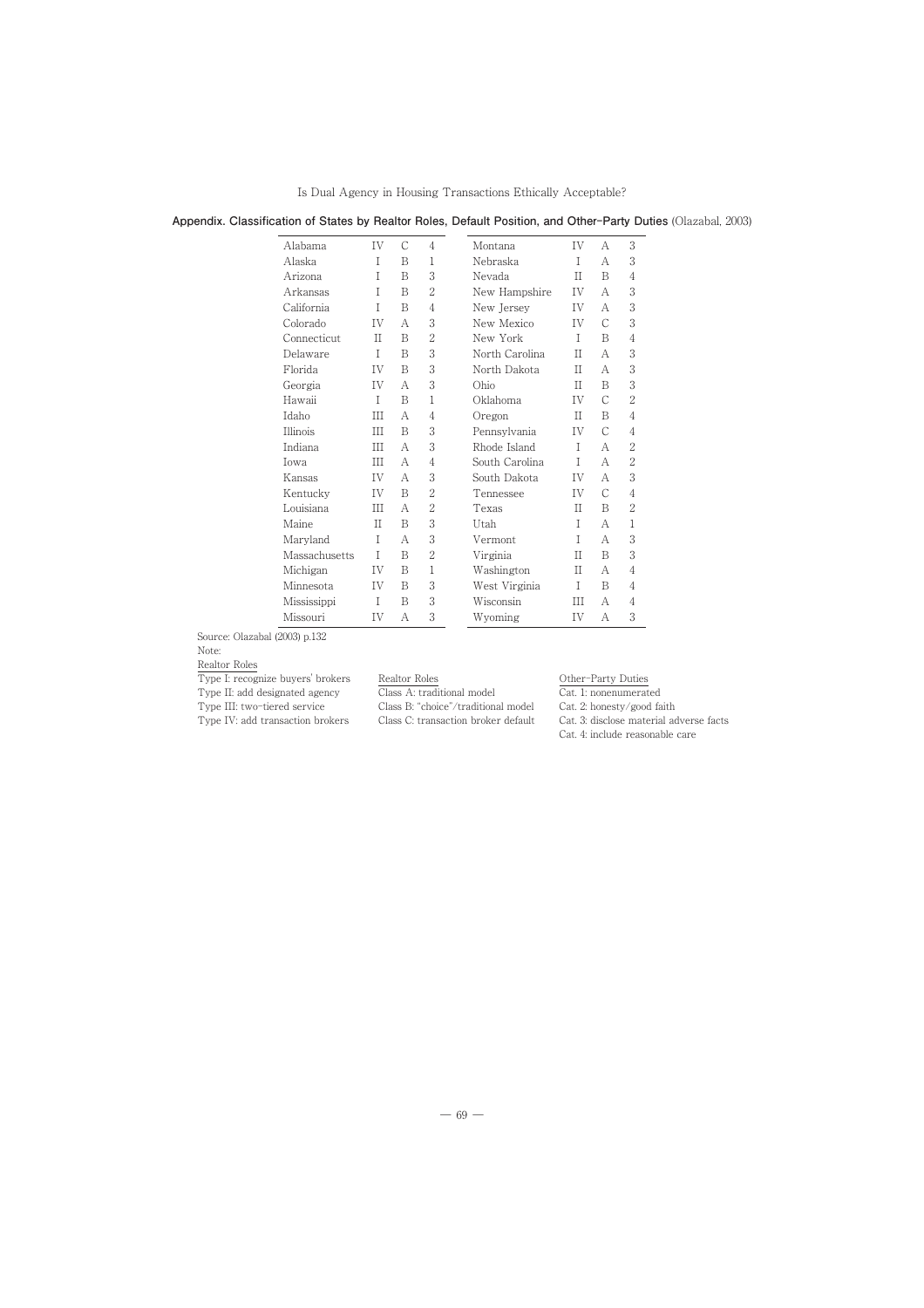**Appendix. Classification of States by Realtor Roles, Default Position, and Other-Party Duties** (Olazabal, 2003)

| | | | | | | | |
|---|---|---|---|---|---|---|---|
| Alabama | IV | C | 4 | Montana | IV | A | 3 |
| Alaska | I | B | 1 | Nebraska | I | A | 3 |
| Arizona | I | B | 3 | Nevada | II | B | 4 |
| Arkansas | I | B | 2 | New Hampshire | IV | A | 3 |
| California | I | B | 4 | New Jersey | IV | A | 3 |
| Colorado | IV | A | 3 | New Mexico | IV | C | 3 |
| Connecticut | II | B | 2 | New York | I | B | 4 |
| Delaware | I | B | 3 | North Carolina | II | A | 3 |
| Florida | IV | B | 3 | North Dakota | II | A | 3 |
| Georgia | IV | A | 3 | Ohio | II | B | 3 |
| Hawaii | I | B | 1 | Oklahoma | IV | C | 2 |
| Idaho | III | A | 4 | Oregon | II | B | 4 |
| Illinois | III | B | 3 | Pennsylvania | IV | C | 4 |
| Indiana | III | A | 3 | Rhode Island | I | A | 2 |
| Iowa | III | A | 4 | South Carolina | I | A | 2 |
| Kansas | IV | A | 3 | South Dakota | IV | A | 3 |
| Kentucky | IV | B | 2 | Tennessee | IV | C | 4 |
| Louisiana | III | A | 2 | Texas | II | B | 2 |
| Maine | II | B | 3 | Utah | I | A | 1 |
| Maryland | I | A | 3 | Vermont | I | A | 3 |
| Massachusetts | I | B | 2 | Virginia | II | B | 3 |
| Michigan | IV | B | 1 | Washington | II | A | 4 |
| Minnesota | IV | B | 3 | West Virginia | I | B | 4 |
| Mississippi | I | B | 3 | Wisconsin | III | A | 4 |
| Missouri | IV | A | 3 | Wyoming | IV | A | 3 |

Source: Olazabal (2003) p.132

Note:

Realtor Roles
- Type I: recognize buyers' brokers
- Type II: add designated agency
- Type III: two-tiered service
- Type IV: add transaction brokers

Realtor Roles
- Class A: traditional model
- Class B: "choice"/traditional model
- Class C: transaction broker default

Other-Party Duties
- Cat. 1: nonenumerated
- Cat. 2: honesty/good faith
- Cat. 3: disclose material adverse facts
- Cat. 4: include reasonable care